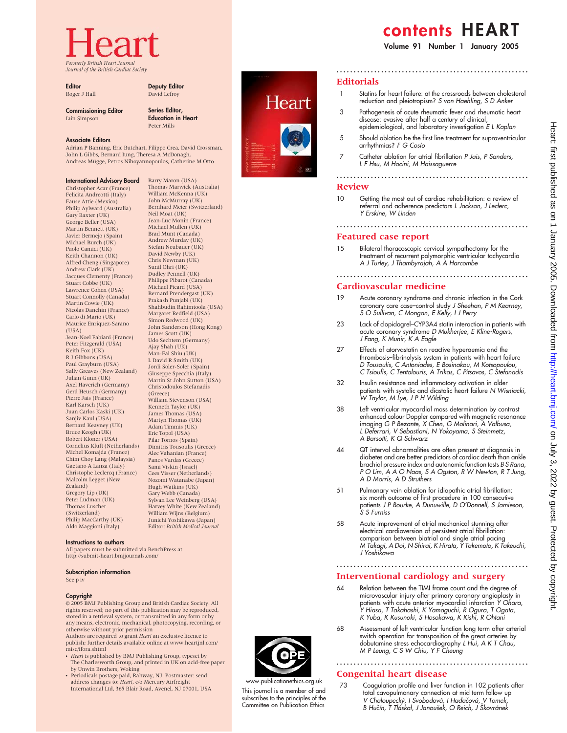# Heart

*Formerly British Heart Journal*
*Journal of the British Cardiac Society*

**Editor**
Roger J Hall

**Deputy Editor**
David Lefroy

**Commissioning Editor**
Iain Simpson

**Series Editor, Education in Heart**
Peter Mills

**Associate Editors**
Adrian P Banning, Eric Butchart, Filippo Crea, David Crossman, John L Gibbs, Bernard Iung, Theresa A McDonagh, Andreas Mügge, Petros Nihoyannopoulos, Catherine M Otto

**International Advisory Board**
Christopher Acar (France)
Felicita Andreotti (Italy)
Fause Attie (Mexico)
Philip Aylward (Australia)
Gary Baxter (UK)
George Beller (USA)
Martin Bennett (UK)
Javier Bermejo (Spain)
Michael Burch (UK)
Paolo Camici (UK)
Keith Channon (UK)
Alfred Cheng (Singapore)
Andrew Clark (UK)
Jacques Clementy (France)
Stuart Cobbe (UK)
Lawrence Cohen (USA)
Stuart Connolly (Canada)
Martin Cowie (UK)
Nicolas Danchin (France)
Carlo di Mario (UK)
Maurice Enriquez-Sarano (USA)
Jean-Noel Fabiani (France)
Peter Fitzgerald (USA)
Keith Fox (UK)
R J Gibbons (USA)
Paul Grayburn (USA)
Sally Greaves (New Zealand)
Julian Gunn (UK)
Axel Haverich (Germany)
Gerd Heusch (Germany)
Pierre Jais (France)
Karl Karsch (UK)
Juan Carlos Kaski (UK)
Sanjiv Kaul (USA)
Bernard Keavney (UK)
Bruce Keogh (UK)
Robert Kloner (USA)
Cornelius Kluft (Netherlands)
Michel Komajda (France)
Chim Choy Lang (Malaysia)
Gaetano A Lanza (Italy)
Christophe Leclercq (France)
Malcolm Legget (New Zealand)
Gregory Lip (UK)
Peter Ludman (UK)
Thomas Luscher (Switzerland)
Philip MacCarthy (UK)
Aldo Maggioni (Italy)
Barry Maron (USA)
Thomas Marwick (Australia)
William McKenna (UK)
John McMurray (UK)
Bernhard Meier (Switzerland)
Neil Moat (UK)
Jean-Luc Monin (France)
Michael Mullen (UK)
Brad Munt (Canada)
Andrew Murday (UK)
Stefan Neubauer (UK)
David Newby (UK)
Chris Newman (UK)
Sunil Ohri (UK)
Dudley Pennell (UK)
Philippe Pibarot (Canada)
Michael Picard (USA)
Bernard Prendergast (UK)
Prakash Punjabi (UK)
Shahbudin Rahimtoola (USA)
Margaret Redfield (USA)
Simon Redwood (UK)
John Sanderson (Hong Kong)
James Scott (UK)
Udo Sechtem (Germany)
Ajay Shah (UK)
Man-Fai Shiu (UK)
L David R Smith (UK)
Jordi Soler-Soler (Spain)
Giuseppe Specchia (Italy)
Martin St John Sutton (USA)
Christodoulos Stefanadis (Greece)
William Stevenson (USA)
Kenneth Taylor (UK)
James Thomas (USA)
Martyn Thomas (UK)
Adam Timmis (UK)
Eric Topol (USA)
Pilar Tornos (Spain)
Dimitris Tousoulis (Greece)
Alec Vahanian (France)
Panos Vardas (Greece)
Sami Viskin (Israel)
Cees Visser (Netherlands)
Nozomi Watanabe (Japan)
Hugh Watkins (UK)
Gary Webb (Canada)
Sylvan Lee Weinberg (USA)
Harvey White (New Zealand)
William Wijns (Belgium)
Junichi Yoshikawa (Japan)
Editor: *British Medical Journal*

**Instructions to authors**
All papers must be submitted via BenchPress at http://submit-heart.bmjjournals.com/

**Subscription information**
See p iv

**Copyright**
© 2005 BMJ Publishing Group and British Cardiac Society. All rights reserved; no part of this publication may be reproduced, stored in a retrieval system, or transmitted in any form or by any means, electronic, mechanical, photocopying, recording, or otherwise without prior permission
Authors are required to grant *Heart* an exclusive licence to publish; further details available online at www.heartjnl.com/misc/ifora.shtml

- *Heart* is published by BMJ Publishing Group, typeset by The Charlesworth Group, and printed in UK on acid-free paper by Unwin Brothers, Woking
- Periodicals postage paid, Rahway, NJ. Postmaster: send address changes to: *Heart*, c/o Mercury Airfreight International Ltd, 365 Blair Road, Avenel, NJ 07001, USA

www.publicationethics.org.uk
This journal is a member of and subscribes to the principles of the Committee on Publication Ethics

# contents HEART

## Editorials

1 Statins for heart failure: at the crossroads between cholesterol reduction and pleiotropism? *S von Haehling, S D Anker*

3 Pathogenesis of acute rheumatic fever and rheumatic heart disease: evasive after half a century of clinical, epidemiological, and laboratory investigation *E L Kaplan*

5 Should ablation be the first line treatment for supraventricular arrhythmias? *F G Cosío*

7 Catheter ablation for atrial fibrillation *P Jais, P Sanders, L F Hsu, M Hocini, M Haissaguerre*

## Review

10 Getting the most out of cardiac rehabilitation: a review of referral and adherence predictors *L Jackson, J Leclerc, Y Erskine, W Linden*

## Featured case report

15 Bilateral thoracoscopic cervical sympathectomy for the treatment of recurrent polymorphic ventricular tachycardia *A J Turley, J Thambyrajah, A A Harcombe*

## Cardiovascular medicine

19 Acute coronary syndrome and chronic infection in the Cork coronary care case–control study *J Sheehan, P M Kearney, S O Sullivan, C Mongan, E Kelly, I J Perry*

23 Lack of clopidogrel–CYP3A4 statin interaction in patients with acute coronary syndrome *D Mukherjee, E Kline-Rogers, J Fang, K Munir, K A Eagle*

27 Effects of atorvastatin on reactive hyperaemia and the thrombosis–fibrinolysis system in patients with heart failure *D Tousoulis, C Antoniades, E Bosinakou, M Kotsopoulou, C Tsioufis, C Tentolouris, A Trikas, C Pitsavos, C Stefanadis*

32 Insulin resistance and inflammatory activation in older patients with systolic and diastolic heart failure *N Wisniacki, W Taylor, M Lye, J P H Wilding*

38 Left ventricular myocardial mass determination by contrast enhanced colour Doppler compared with magnetic resonance imaging *G P Bezante, X Chen, G Molinari, A Valbusa, L Deferrari, V Sebastiani, N Yokoyama, S Steinmetz, A Barsotti, K Q Schwarz*

44 QT interval abnormalities are often present at diagnosis in diabetes and are better predictors of cardiac death than ankle brachial pressure index and autonomic function tests *B S Rana, P O Lim, A A O Naas, S A Ogston, R W Newton, R T Jung, A D Morris, A D Struthers*

51 Pulmonary vein ablation for idiopathic atrial fibrillation: six month outcome of first procedure in 100 consecutive patients *J P Bourke, A Dunuwille, D O'Donnell, S Jamieson, S S Furniss*

58 Acute improvement of atrial mechanical stunning after electrical cardioversion of persistent atrial fibrillation: comparison between biatrial and single atrial pacing *M Takagi, A Doi, N Shirai, K Hirata, Y Takemoto, K Takeuchi, J Yoshikawa*

## Interventional cardiology and surgery

64 Relation between the TIMI frame count and the degree of microvascular injury after primary coronary angioplasty in patients with acute anterior myocardial infarction *Y Ohara, Y Hiasa, T Takahashi, K Yamaguchi, R Ogura, T Ogata, K Yuba, K Kusunoki, S Hosokawa, K Kishi, R Ohtani*

68 Assessment of left ventricular function long term after arterial switch operation for transposition of the great arteries by dobutamine stress echocardiography *L Hui, A K T Chau, M P Leung, C S W Chiu, Y F Cheung*

## Congenital heart disease

73 Coagulation profile and liver function in 102 patients after total cavopulmonary connection at mid term follow up *V Chaloupecký, I Svobodová, I Hadačová, V Tomek, B Hučín, T Tláskal, J Janoušek, O Reich, J Škovránek*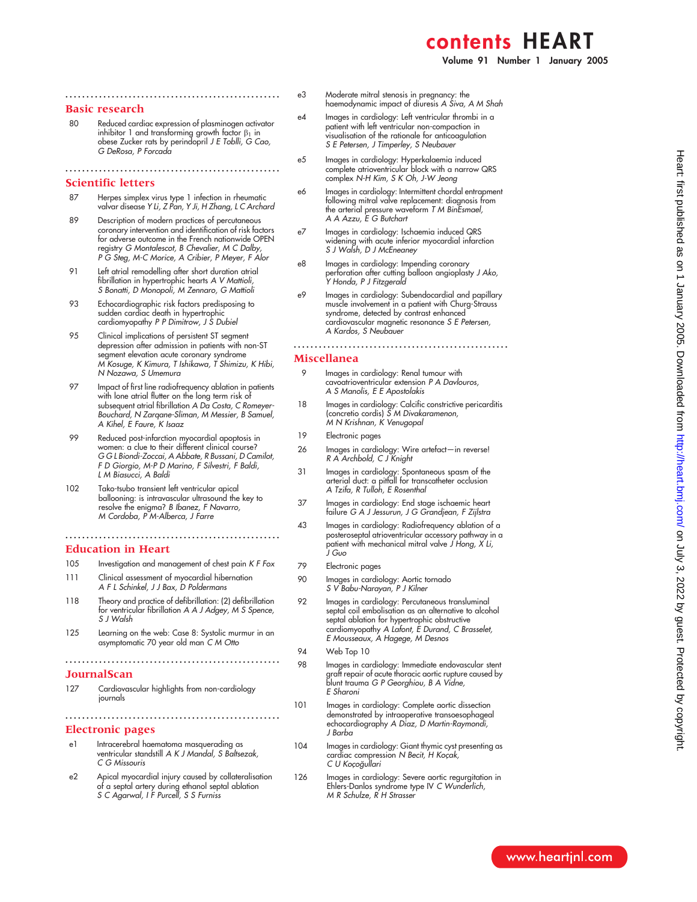# contents HEART

Volume 91 Number 1 January 2005

## Basic research

80 Reduced cardiac expression of plasminogen activator inhibitor 1 and transforming growth factor $\beta_1$ in obese Zucker rats by perindopril *J E Toblli, G Cao, G DeRosa, P Forcada*

## Scientific letters

87 Herpes simplex virus type 1 infection in rheumatic valvar disease *Y Li, Z Pan, Y Ji, H Zhang, L C Archard*

89 Description of modern practices of percutaneous coronary intervention and identification of risk factors for adverse outcome in the French nationwide OPEN registry *G Montalescot, B Chevalier, M C Dalby, P G Steg, M-C Morice, A Cribier, P Meyer, F Alor*

91 Left atrial remodelling after short duration atrial fibrillation in hypertrophic hearts *A V Mattioli, S Bonatti, D Monopoli, M Zennaro, G Mattioli*

93 Echocardiographic risk factors predisposing to sudden cardiac death in hypertrophic cardiomyopathy *P P Dimitrow, J S Dubiel*

95 Clinical implications of persistent ST segment depression after admission in patients with non-ST segment elevation acute coronary syndrome *M Kosuge, K Kimura, T Ishikawa, T Shimizu, K Hibi, N Nozawa, S Umemura*

97 Impact of first line radiofrequency ablation in patients with lone atrial flutter on the long term risk of subsequent atrial fibrillation *A Da Costa, C Romeyer-Bouchard, N Zarqane-Sliman, M Messier, B Samuel, A Kihel, E Faure, K Isaaz*

99 Reduced post-infarction myocardial apoptosis in women: a clue to their different clinical course? *G G L Biondi-Zoccai, A Abbate, R Bussani, D Camilot, F D Giorgio, M-P D Marino, F Silvestri, F Baldi, L M Biasucci, A Baldi*

102 Tako-tsubo transient left ventricular apical ballooning: is intravascular ultrasound the key to resolve the enigma? *B Ibanez, F Navarro, M Cordoba, P M-Alberca, J Farre*

## Education in Heart

105 Investigation and management of chest pain *K F Fox*

111 Clinical assessment of myocardial hibernation *A F L Schinkel, J J Bax, D Poldermans*

118 Theory and practice of defibrillation: (2) defibrillation for ventricular fibrillation *A A J Adgey, M S Spence, S J Walsh*

125 Learning on the web: Case 8: Systolic murmur in an asymptomatic 70 year old man *C M Otto*

## JournalScan

127 Cardiovascular highlights from non-cardiology journals

## Electronic pages

e1 Intracerebral haematoma masquerading as ventricular standstill *A K J Mandal, S Baltsezak, C G Missouris*

e2 Apical myocardial injury caused by collateralisation of a septal artery during ethanol septal ablation *S C Agarwal, I F Purcell, S S Furniss*

e3 Moderate mitral stenosis in pregnancy: the haemodynamic impact of diuresis *A Siva, A M Shah*

e4 Images in cardiology: Left ventricular thrombi in a patient with left ventricular non-compaction in visualisation of the rationale for anticoagulation *S E Petersen, J Timperley, S Neubauer*

e5 Images in cardiology: Hyperkalaemia induced complete atrioventricular block with a narrow QRS complex *N-H Kim, S K Oh, J-W Jeong*

e6 Images in cardiology: Intermittent chordal entrapment following mitral valve replacement: diagnosis from the arterial pressure waveform *T M BinEsmael, A A Azzu, E G Butchart*

e7 Images in cardiology: Ischaemia induced QRS widening with acute inferior myocardial infarction *S J Walsh, D J McEneaney*

e8 Images in cardiology: Impending coronary perforation after cutting balloon angioplasty *J Ako, Y Honda, P J Fitzgerald*

e9 Images in cardiology: Subendocardial and papillary muscle involvement in a patient with Churg-Strauss syndrome, detected by contrast enhanced cardiovascular magnetic resonance *S E Petersen, A Kardos, S Neubauer*

## Miscellanea

9 Images in cardiology: Renal tumour with cavoatrioventricular extension *P A Davlouros, A S Manolis, E E Apostolakis*

18 Images in cardiology: Calcific constrictive pericarditis (concretio cordis) *S M Divakaramenon, M N Krishnan, K Venugopal*

19 Electronic pages

26 Images in cardiology: Wire artefact—in reverse! *R A Archbold, C J Knight*

31 Images in cardiology: Spontaneous spasm of the arterial duct: a pitfall for transcatheter occlusion *A Tzifa, R Tulloh, E Rosenthal*

37 Images in cardiology: End stage ischaemic heart failure *G A J Jessurun, J G Grandjean, F Zijlstra*

43 Images in cardiology: Radiofrequency ablation of a posteroseptal atrioventricular accessory pathway in a patient with mechanical mitral valve *J Hong, X Li, J Guo*

79 Electronic pages

90 Images in cardiology: Aortic tornado *S V Babu-Narayan, P J Kilner*

92 Images in cardiology: Percutaneous transluminal septal coil embolisation as an alternative to alcohol septal ablation for hypertrophic obstructive cardiomyopathy *A Lafont, E Durand, C Brasselet, E Mousseaux, A Hagege, M Desnos*

94 Web Top 10

98 Images in cardiology: Immediate endovascular stent graft repair of acute thoracic aortic rupture caused by blunt trauma *G P Georghiou, B A Vidne, E Sharoni*

101 Images in cardiology: Complete aortic dissection demonstrated by intraoperative transoesophageal echocardiography *A Diaz, D Martin-Raymondi, J Barba*

104 Images in cardiology: Giant thymic cyst presenting as cardiac compression *N Becit, H Koçak, C U Koçoğullari*

126 Images in cardiology: Severe aortic regurgitation in Ehlers-Danlos syndrome type IV *C Wunderlich, M R Schulze, R H Strasser*

www.heartjnl.com